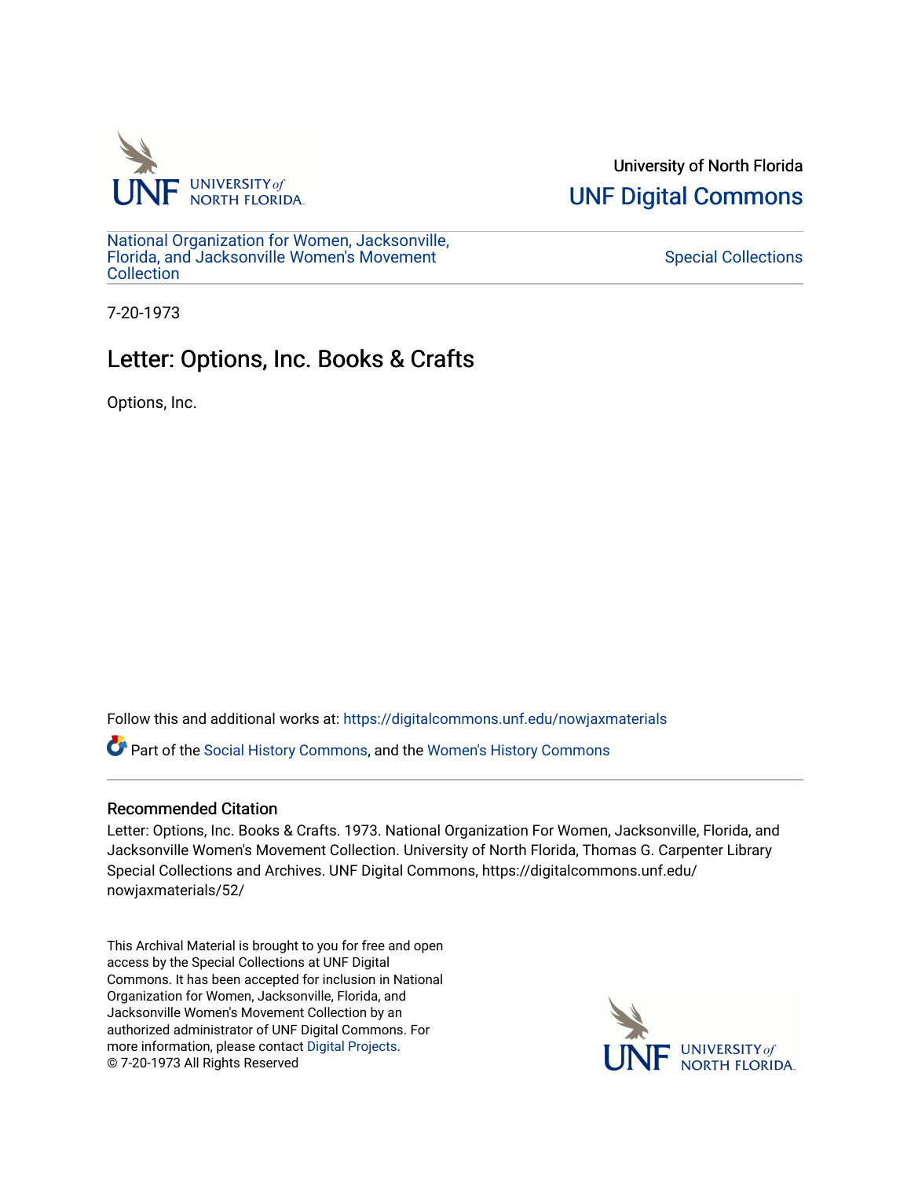University of North Florida

UNF Digital Commons

National Organization for Women, Jacksonville, Florida, and Jacksonville Women's Movement Collection

Special Collections

7-20-1973

# Letter: Options, Inc. Books & Crafts

Options, Inc.

Follow this and additional works at: https://digitalcommons.unf.edu/nowjaxmaterials

Part of the Social History Commons, and the Women's History Commons

## Recommended Citation

Letter: Options, Inc. Books & Crafts. 1973. National Organization For Women, Jacksonville, Florida, and Jacksonville Women's Movement Collection. University of North Florida, Thomas G. Carpenter Library Special Collections and Archives. UNF Digital Commons, https://digitalcommons.unf.edu/nowjaxmaterials/52/

This Archival Material is brought to you for free and open access by the Special Collections at UNF Digital Commons. It has been accepted for inclusion in National Organization for Women, Jacksonville, Florida, and Jacksonville Women's Movement Collection by an authorized administrator of UNF Digital Commons. For more information, please contact Digital Projects.
© 7-20-1973 All Rights Reserved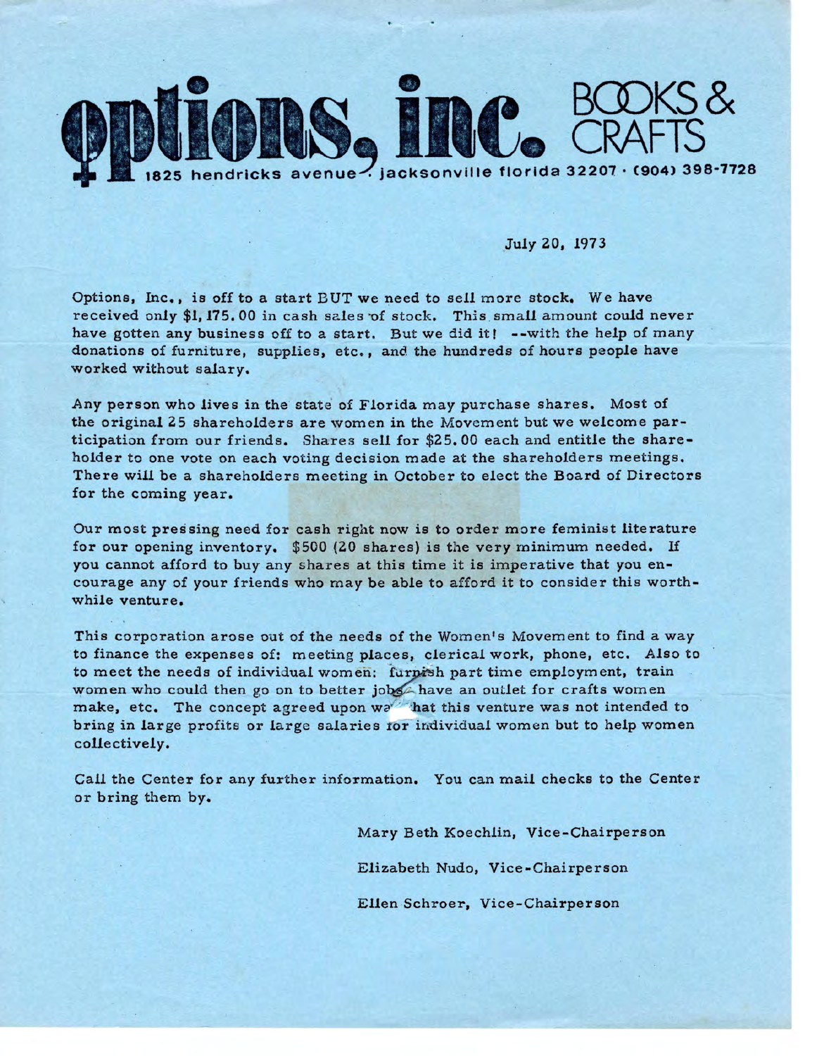# options, inc. BOOKS & CRAFTS

1825 hendricks avenue · jacksonville florida 32207 · (904) 398-7728

July 20, 1973

Options, Inc., is off to a start BUT we need to sell more stock. We have received only $1,175.00 in cash sales of stock. This small amount could never have gotten any business off to a start. But we did it! --with the help of many donations of furniture, supplies, etc., and the hundreds of hours people have worked without salary.

Any person who lives in the state of Florida may purchase shares. Most of the original 25 shareholders are women in the Movement but we welcome participation from our friends. Shares sell for $25.00 each and entitle the shareholder to one vote on each voting decision made at the shareholders meetings. There will be a shareholders meeting in October to elect the Board of Directors for the coming year.

Our most pressing need for cash right now is to order more feminist literature for our opening inventory. $500 (20 shares) is the very minimum needed. If you cannot afford to buy any shares at this time it is imperative that you encourage any of your friends who may be able to afford it to consider this worthwhile venture.

This corporation arose out of the needs of the Women's Movement to find a way to finance the expenses of: meeting places, clerical work, phone, etc. Also to to meet the needs of individual women: furnish part time employment, train women who could then go on to better jobs, have an outlet for crafts women make, etc. The concept agreed upon was that this venture was not intended to bring in large profits or large salaries for individual women but to help women collectively.

Call the Center for any further information. You can mail checks to the Center or bring them by.

Mary Beth Koechlin, Vice-Chairperson

Elizabeth Nudo, Vice-Chairperson

Ellen Schroer, Vice-Chairperson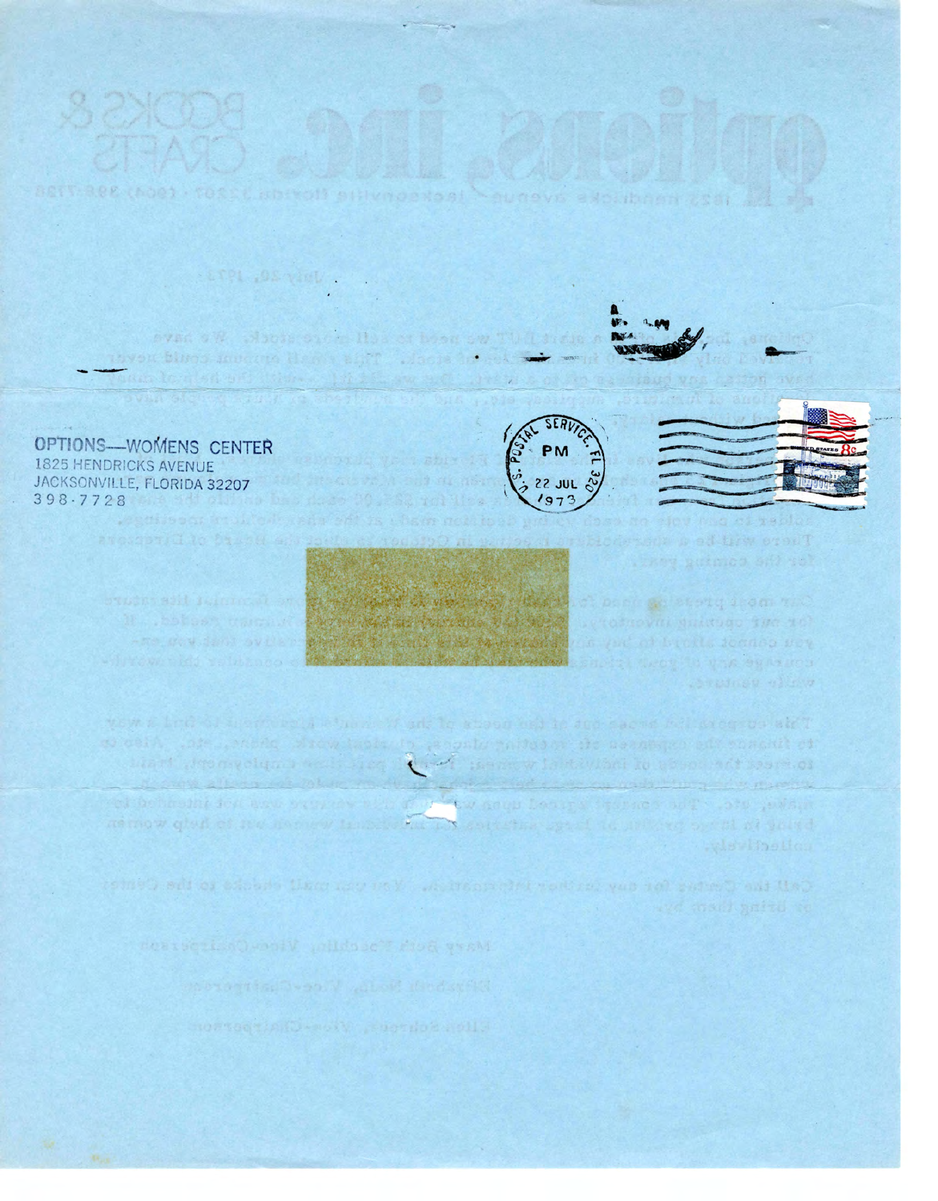OPTIONS—WOMENS CENTER
1825 HENDRICKS AVENUE
JACKSONVILLE, FLORIDA 32207
398-7728

U.S. POSTAL SERVICE, FL 320
PM
22 JUL
1973